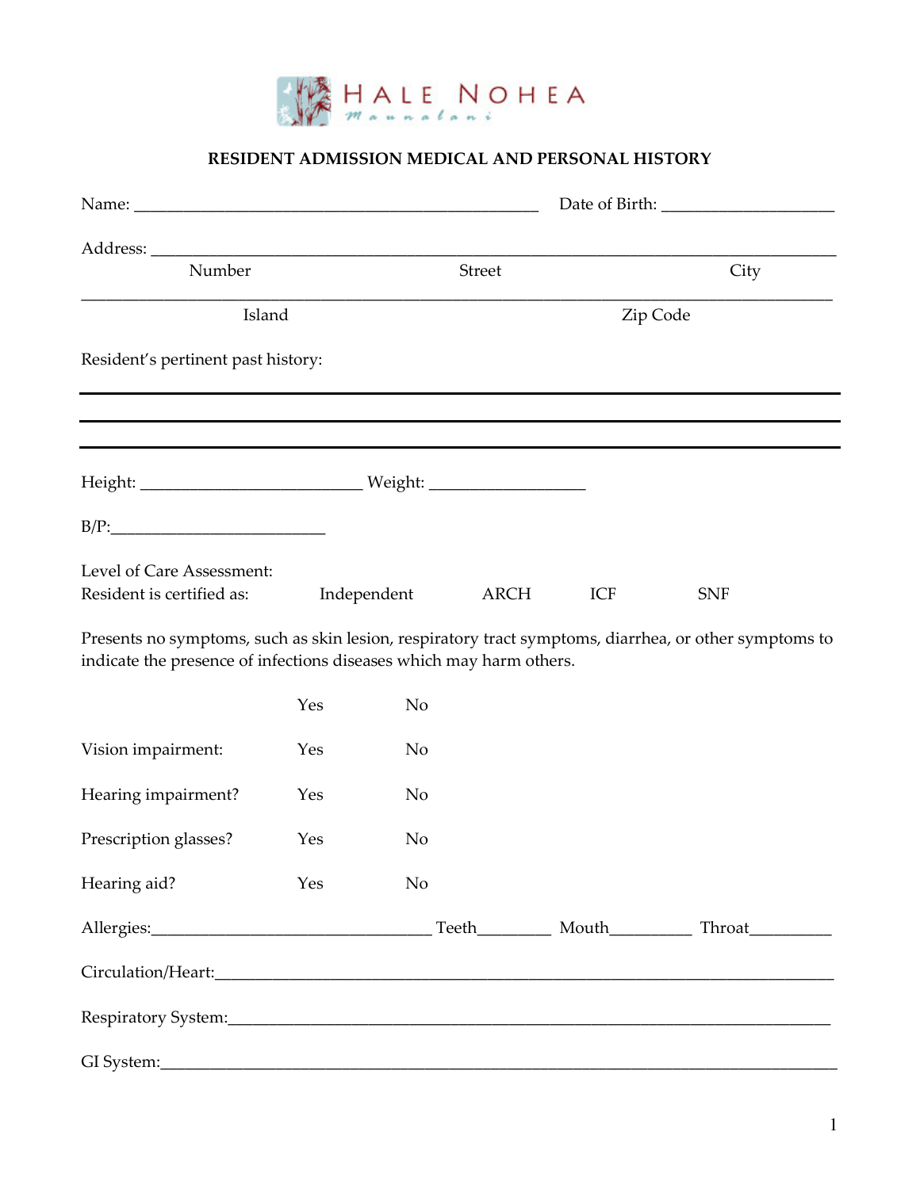HALE NOHEA

Maunalani

## RESIDENT ADMISSION MEDICAL AND PERSONAL HISTORY

Name: ____________________________________________ Date of Birth: __________________

Address: ______________________________________________________________________

Number Street City

_______________________________________________________________________________

Island Zip Code

Resident's pertinent past history:

_______________________________________________________________________________

_______________________________________________________________________________

_______________________________________________________________________________

Height: ________________________ Weight: ________________

B/P:________________________

Level of Care Assessment:
Resident is certified as: Independent ARCH ICF SNF

Presents no symptoms, such as skin lesion, respiratory tract symptoms, diarrhea, or other symptoms to indicate the presence of infections diseases which may harm others.

| | | |
|---|---|---|
| | Yes | No |
| Vision impairment: | Yes | No |
| Hearing impairment? | Yes | No |
| Prescription glasses? | Yes | No |
| Hearing aid? | Yes | No |

Allergies:______________________________ Teeth________ Mouth_________ Throat_________

Circulation/Heart:_______________________________________________________________

Respiratory System:_____________________________________________________________

GI System:_____________________________________________________________________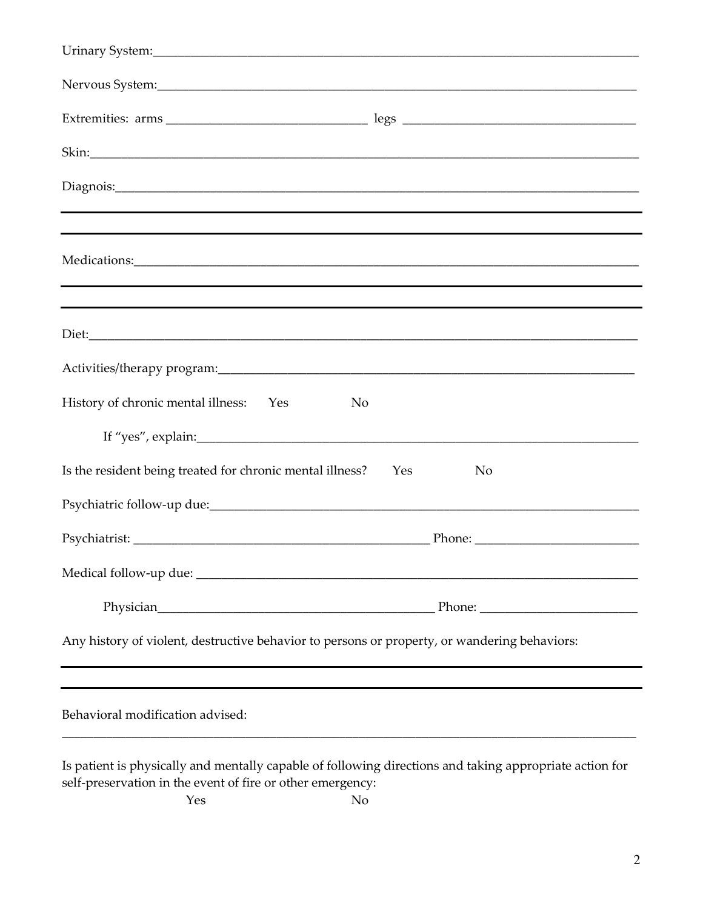Urinary System:_______________________________________________

Nervous System:_______________________________________________

Extremities: arms ____________________ legs ____________________

Skin:_______________________________________________

Diagnois:_______________________________________________

_______________________________________________

Medications:_______________________________________________

_______________________________________________

Diet:_______________________________________________

Activities/therapy program:_______________________________________________

History of chronic mental illness: Yes No

If "yes", explain:_______________________________________________

Is the resident being treated for chronic mental illness? Yes No

Psychiatric follow-up due:_______________________________________________

Psychiatrist: ____________________ Phone: ____________________

Medical follow-up due: _______________________________________________

Physician____________________ Phone: ____________________

Any history of violent, destructive behavior to persons or property, or wandering behaviors:

_______________________________________________

_______________________________________________

Behavioral modification advised:

_______________________________________________

Is patient is physically and mentally capable of following directions and taking appropriate action for self-preservation in the event of fire or other emergency:

Yes No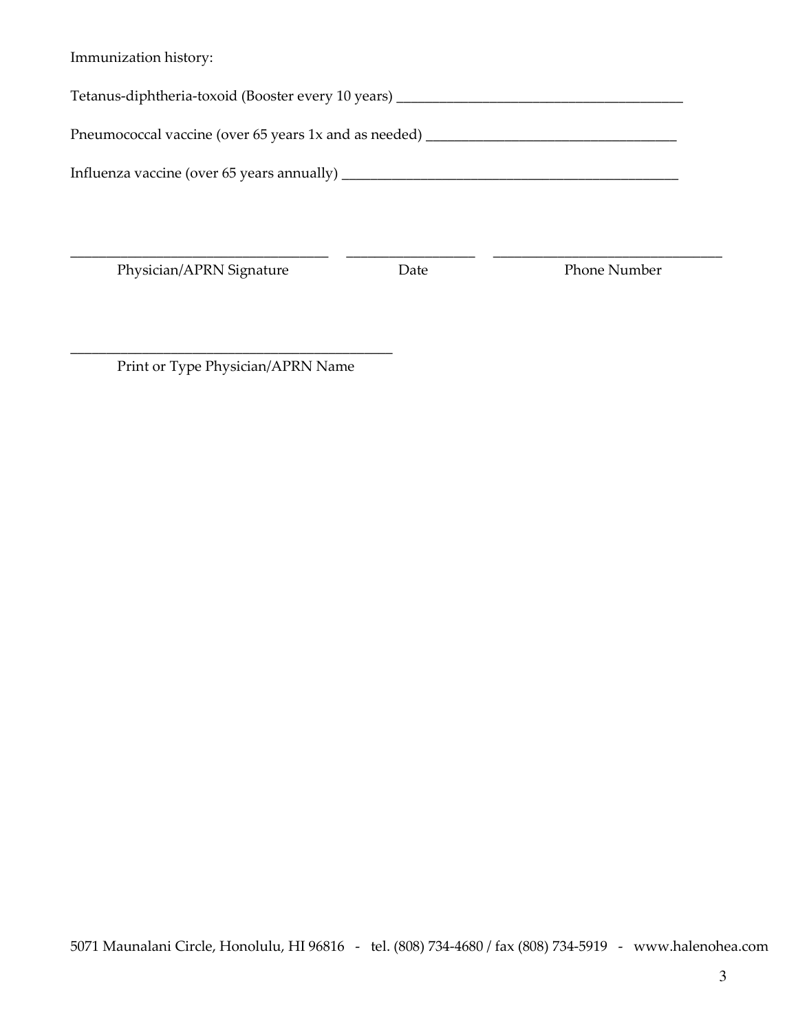Immunization history:

Tetanus-diphtheria-toxoid (Booster every 10 years) ______________________________________

Pneumococcal vaccine (over 65 years 1x and as needed) _________________________________

Influenza vaccine (over 65 years annually) _____________________________________________

__________________________________ ________________ _____________________________

Physician/APRN Signature Date Phone Number

__________________________________________

Print or Type Physician/APRN Name

5071 Maunalani Circle, Honolulu, HI 96816 - tel. (808) 734-4680 / fax (808) 734-5919 - www.halenohea.com